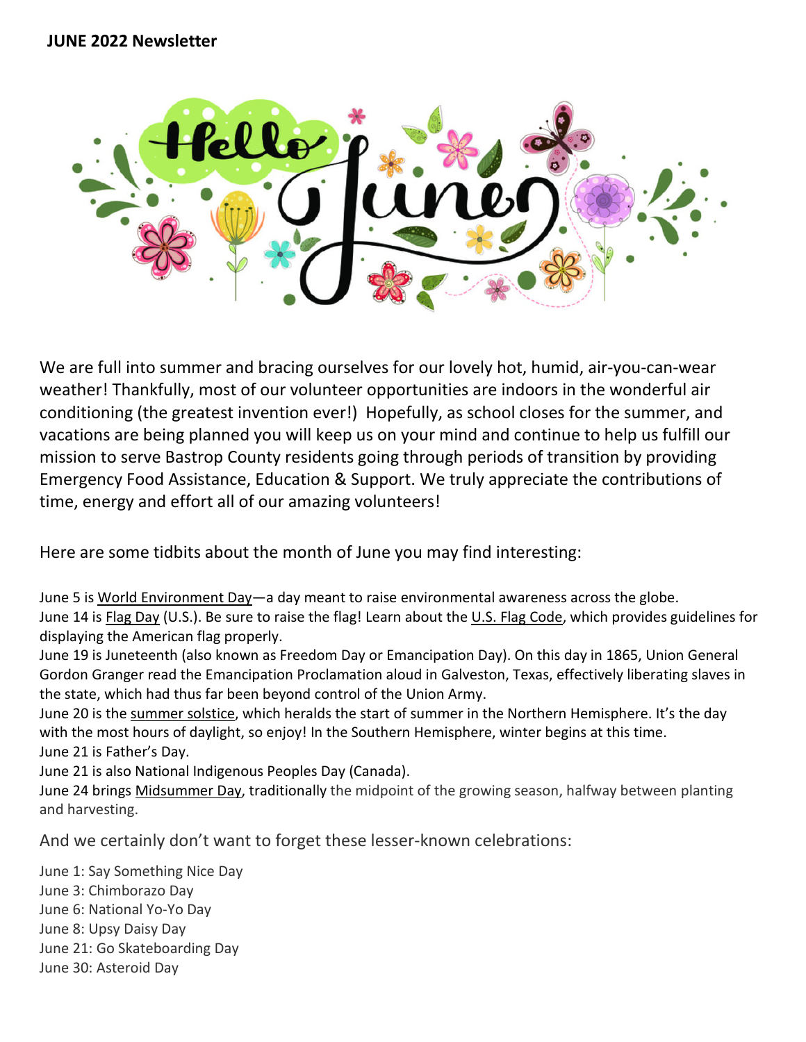**JUNE 2022 Newsletter**

We are full into summer and bracing ourselves for our lovely hot, humid, air-you-can-wear weather! Thankfully, most of our volunteer opportunities are indoors in the wonderful air conditioning (the greatest invention ever!) Hopefully, as school closes for the summer, and vacations are being planned you will keep us on your mind and continue to help us fulfill our mission to serve Bastrop County residents going through periods of transition by providing Emergency Food Assistance, Education & Support. We truly appreciate the contributions of time, energy and effort all of our amazing volunteers!

Here are some tidbits about the month of June you may find interesting:

June 5 is World Environment Day—a day meant to raise environmental awareness across the globe.
June 14 is Flag Day (U.S.). Be sure to raise the flag! Learn about the U.S. Flag Code, which provides guidelines for displaying the American flag properly.
June 19 is Juneteenth (also known as Freedom Day or Emancipation Day). On this day in 1865, Union General Gordon Granger read the Emancipation Proclamation aloud in Galveston, Texas, effectively liberating slaves in the state, which had thus far been beyond control of the Union Army.
June 20 is the summer solstice, which heralds the start of summer in the Northern Hemisphere. It's the day with the most hours of daylight, so enjoy! In the Southern Hemisphere, winter begins at this time.
June 21 is Father's Day.
June 21 is also National Indigenous Peoples Day (Canada).
June 24 brings Midsummer Day, traditionally the midpoint of the growing season, halfway between planting and harvesting.

And we certainly don't want to forget these lesser-known celebrations:

June 1: Say Something Nice Day
June 3: Chimborazo Day
June 6: National Yo-Yo Day
June 8: Upsy Daisy Day
June 21: Go Skateboarding Day
June 30: Asteroid Day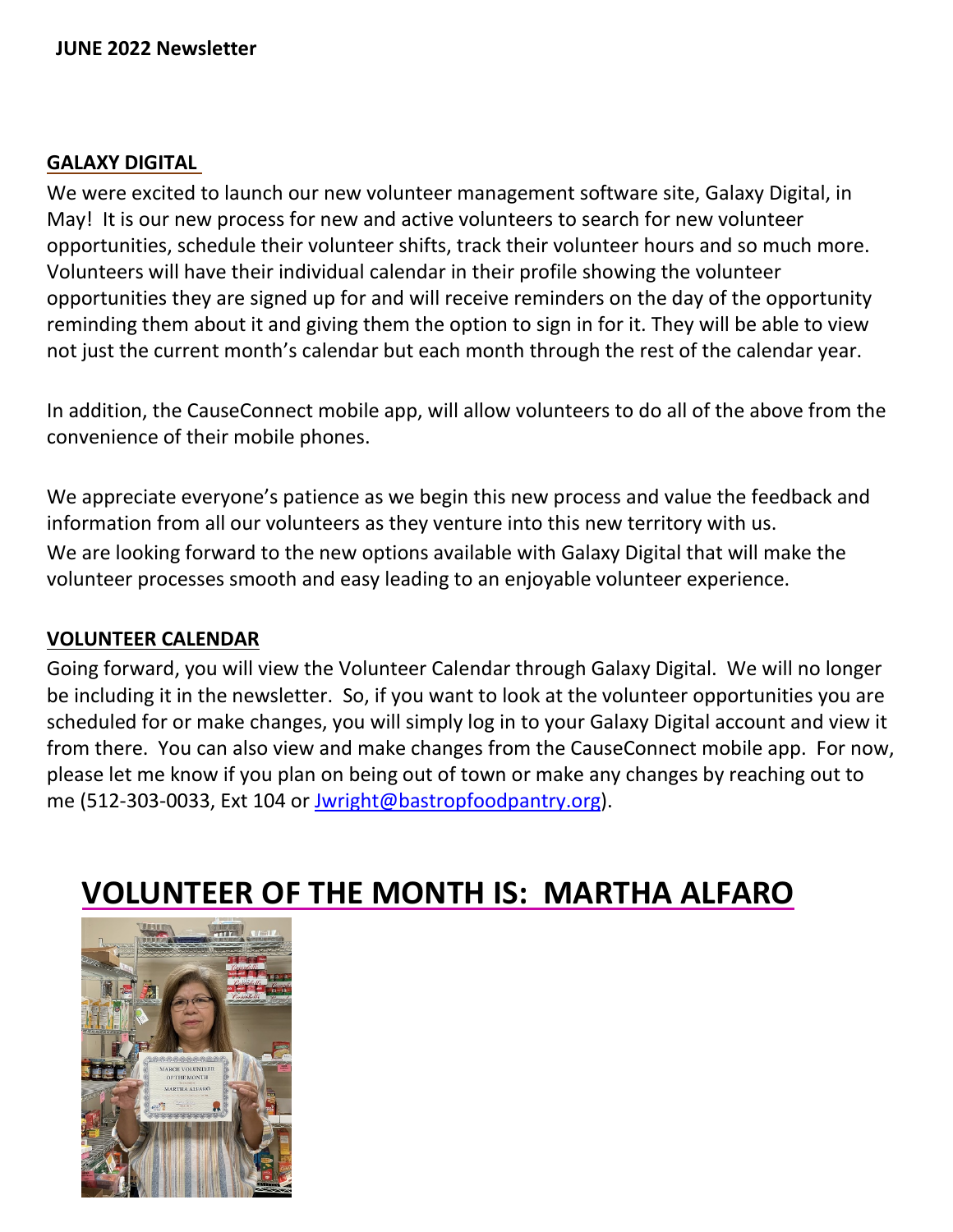**JUNE 2022 Newsletter**

## GALAXY DIGITAL

We were excited to launch our new volunteer management software site, Galaxy Digital, in May! It is our new process for new and active volunteers to search for new volunteer opportunities, schedule their volunteer shifts, track their volunteer hours and so much more. Volunteers will have their individual calendar in their profile showing the volunteer opportunities they are signed up for and will receive reminders on the day of the opportunity reminding them about it and giving them the option to sign in for it. They will be able to view not just the current month's calendar but each month through the rest of the calendar year.

In addition, the CauseConnect mobile app, will allow volunteers to do all of the above from the convenience of their mobile phones.

We appreciate everyone's patience as we begin this new process and value the feedback and information from all our volunteers as they venture into this new territory with us.
We are looking forward to the new options available with Galaxy Digital that will make the volunteer processes smooth and easy leading to an enjoyable volunteer experience.

## VOLUNTEER CALENDAR

Going forward, you will view the Volunteer Calendar through Galaxy Digital. We will no longer be including it in the newsletter. So, if you want to look at the volunteer opportunities you are scheduled for or make changes, you will simply log in to your Galaxy Digital account and view it from there. You can also view and make changes from the CauseConnect mobile app. For now, please let me know if you plan on being out of town or make any changes by reaching out to me (512-303-0033, Ext 104 or Jwright@bastropfoodpantry.org).

# VOLUNTEER OF THE MONTH IS: MARTHA ALFARO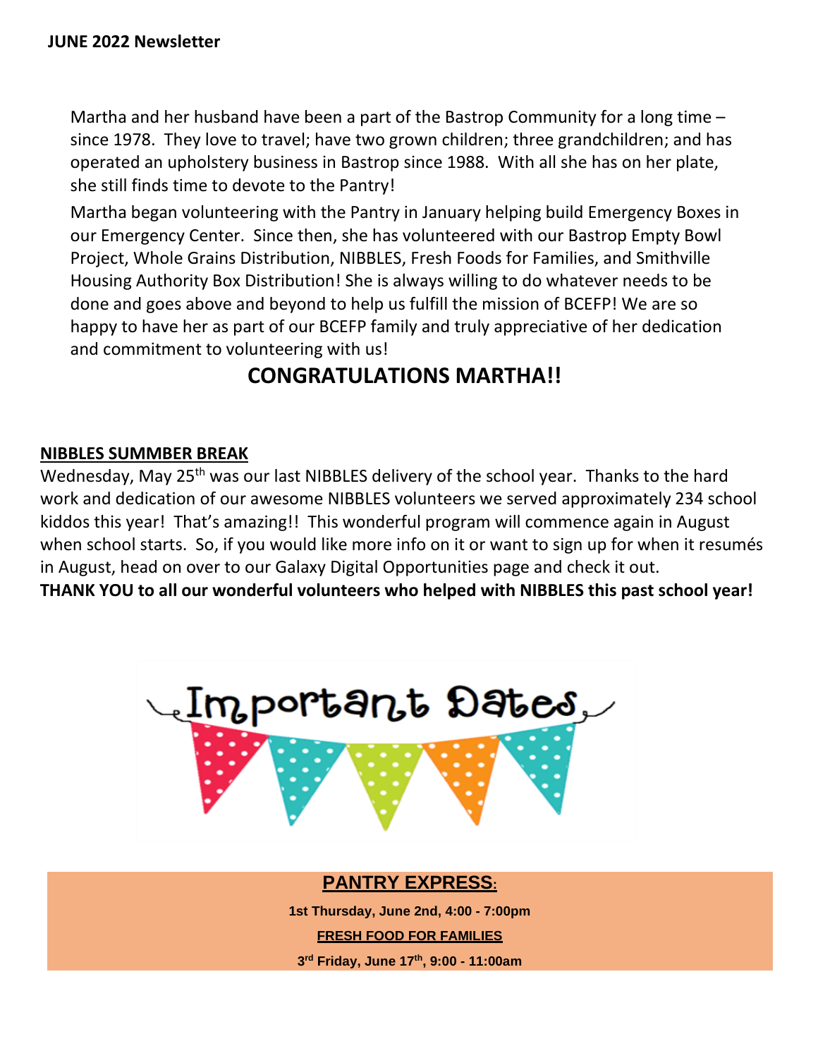**JUNE 2022 Newsletter**

Martha and her husband have been a part of the Bastrop Community for a long time – since 1978. They love to travel; have two grown children; three grandchildren; and has operated an upholstery business in Bastrop since 1988. With all she has on her plate, she still finds time to devote to the Pantry!

Martha began volunteering with the Pantry in January helping build Emergency Boxes in our Emergency Center. Since then, she has volunteered with our Bastrop Empty Bowl Project, Whole Grains Distribution, NIBBLES, Fresh Foods for Families, and Smithville Housing Authority Box Distribution! She is always willing to do whatever needs to be done and goes above and beyond to help us fulfill the mission of BCEFP! We are so happy to have her as part of our BCEFP family and truly appreciative of her dedication and commitment to volunteering with us!

## CONGRATULATIONS MARTHA!!

**NIBBLES SUMMBER BREAK**

Wednesday, May 25th was our last NIBBLES delivery of the school year. Thanks to the hard work and dedication of our awesome NIBBLES volunteers we served approximately 234 school kiddos this year! That's amazing!! This wonderful program will commence again in August when school starts. So, if you would like more info on it or want to sign up for when it resumés in August, head on over to our Galaxy Digital Opportunities page and check it out.

**THANK YOU to all our wonderful volunteers who helped with NIBBLES this past school year!**

Important Dates

**PANTRY EXPRESS:**

1st Thursday, June 2nd, 4:00 - 7:00pm

**FRESH FOOD FOR FAMILIES**

3rd Friday, June 17th, 9:00 - 11:00am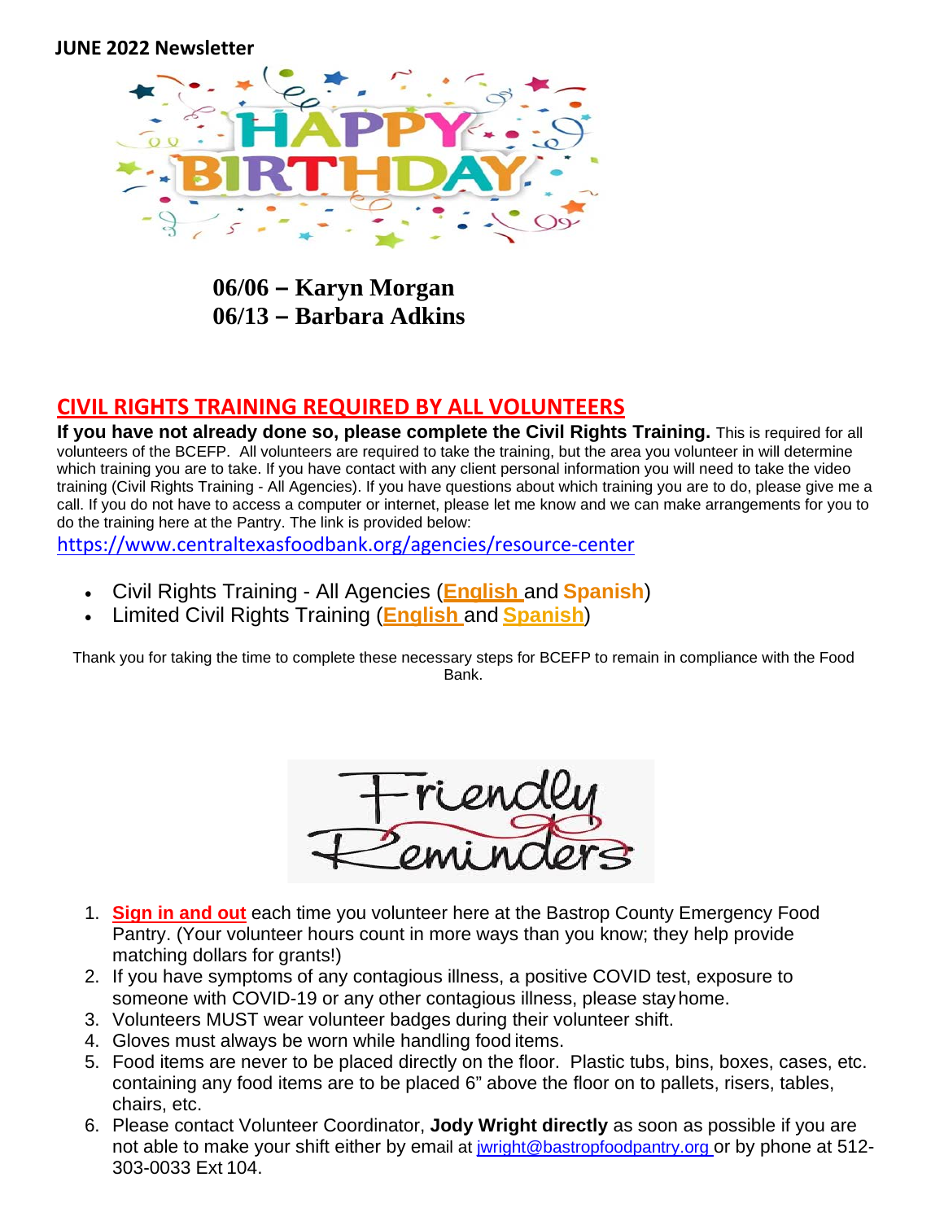**JUNE 2022 Newsletter**

HAPPY BIRTHDAY

**06/06 – Karyn Morgan**
**06/13 – Barbara Adkins**

## CIVIL RIGHTS TRAINING REQUIRED BY ALL VOLUNTEERS

**If you have not already done so, please complete the Civil Rights Training.** This is required for all volunteers of the BCEFP. All volunteers are required to take the training, but the area you volunteer in will determine which training you are to take. If you have contact with any client personal information you will need to take the video training (Civil Rights Training - All Agencies). If you have questions about which training you are to do, please give me a call. If you do not have to access a computer or internet, please let me know and we can make arrangements for you to do the training here at the Pantry. The link is provided below:

https://www.centraltexasfoodbank.org/agencies/resource-center

- Civil Rights Training - All Agencies (**English** and **Spanish**)
- Limited Civil Rights Training (**English** and **Spanish**)

Thank you for taking the time to complete these necessary steps for BCEFP to remain in compliance with the Food Bank.

Friendly Reminders

1. **Sign in and out** each time you volunteer here at the Bastrop County Emergency Food Pantry. (Your volunteer hours count in more ways than you know; they help provide matching dollars for grants!)
2. If you have symptoms of any contagious illness, a positive COVID test, exposure to someone with COVID-19 or any other contagious illness, please stay home.
3. Volunteers MUST wear volunteer badges during their volunteer shift.
4. Gloves must always be worn while handling food items.
5. Food items are never to be placed directly on the floor. Plastic tubs, bins, boxes, cases, etc. containing any food items are to be placed 6" above the floor on to pallets, risers, tables, chairs, etc.
6. Please contact Volunteer Coordinator, **Jody Wright directly** as soon as possible if you are not able to make your shift either by email at jwright@bastropfoodpantry.org or by phone at 512-303-0033 Ext 104.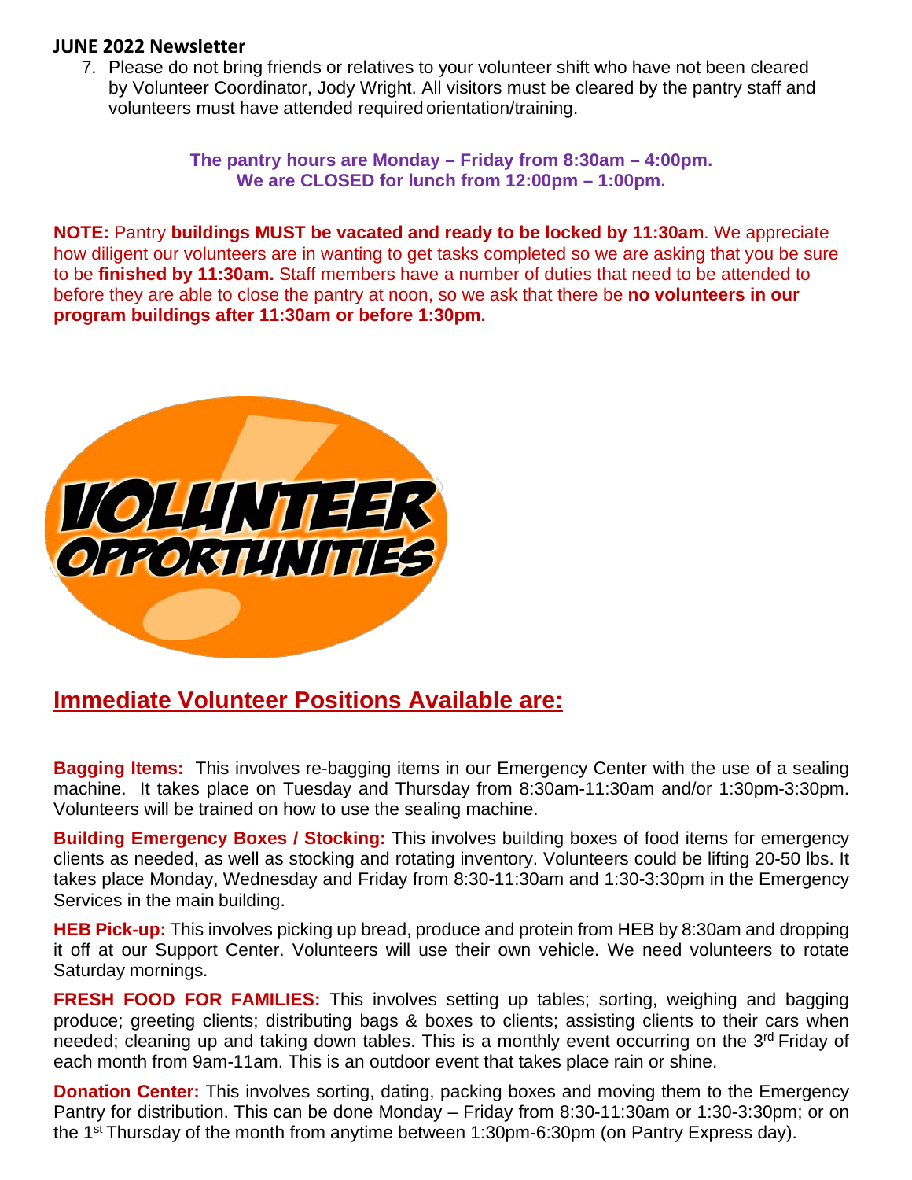**JUNE 2022 Newsletter**

7. Please do not bring friends or relatives to your volunteer shift who have not been cleared by Volunteer Coordinator, Jody Wright. All visitors must be cleared by the pantry staff and volunteers must have attended required orientation/training.

**The pantry hours are Monday – Friday from 8:30am – 4:00pm.**
**We are CLOSED for lunch from 12:00pm – 1:00pm.**

**NOTE:** Pantry **buildings MUST be vacated and ready to be locked by 11:30am**. We appreciate how diligent our volunteers are in wanting to get tasks completed so we are asking that you be sure to be **finished by 11:30am.** Staff members have a number of duties that need to be attended to before they are able to close the pantry at noon, so we ask that there be **no volunteers in our program buildings after 11:30am or before 1:30pm.**

VOLUNTEER OPPORTUNITIES

## Immediate Volunteer Positions Available are:

**Bagging Items:** This involves re-bagging items in our Emergency Center with the use of a sealing machine. It takes place on Tuesday and Thursday from 8:30am-11:30am and/or 1:30pm-3:30pm. Volunteers will be trained on how to use the sealing machine.

**Building Emergency Boxes / Stocking:** This involves building boxes of food items for emergency clients as needed, as well as stocking and rotating inventory. Volunteers could be lifting 20-50 lbs. It takes place Monday, Wednesday and Friday from 8:30-11:30am and 1:30-3:30pm in the Emergency Services in the main building.

**HEB Pick-up:** This involves picking up bread, produce and protein from HEB by 8:30am and dropping it off at our Support Center. Volunteers will use their own vehicle. We need volunteers to rotate Saturday mornings.

**FRESH FOOD FOR FAMILIES:** This involves setting up tables; sorting, weighing and bagging produce; greeting clients; distributing bags & boxes to clients; assisting clients to their cars when needed; cleaning up and taking down tables. This is a monthly event occurring on the 3rd Friday of each month from 9am-11am. This is an outdoor event that takes place rain or shine.

**Donation Center:** This involves sorting, dating, packing boxes and moving them to the Emergency Pantry for distribution. This can be done Monday – Friday from 8:30-11:30am or 1:30-3:30pm; or on the 1st Thursday of the month from anytime between 1:30pm-6:30pm (on Pantry Express day).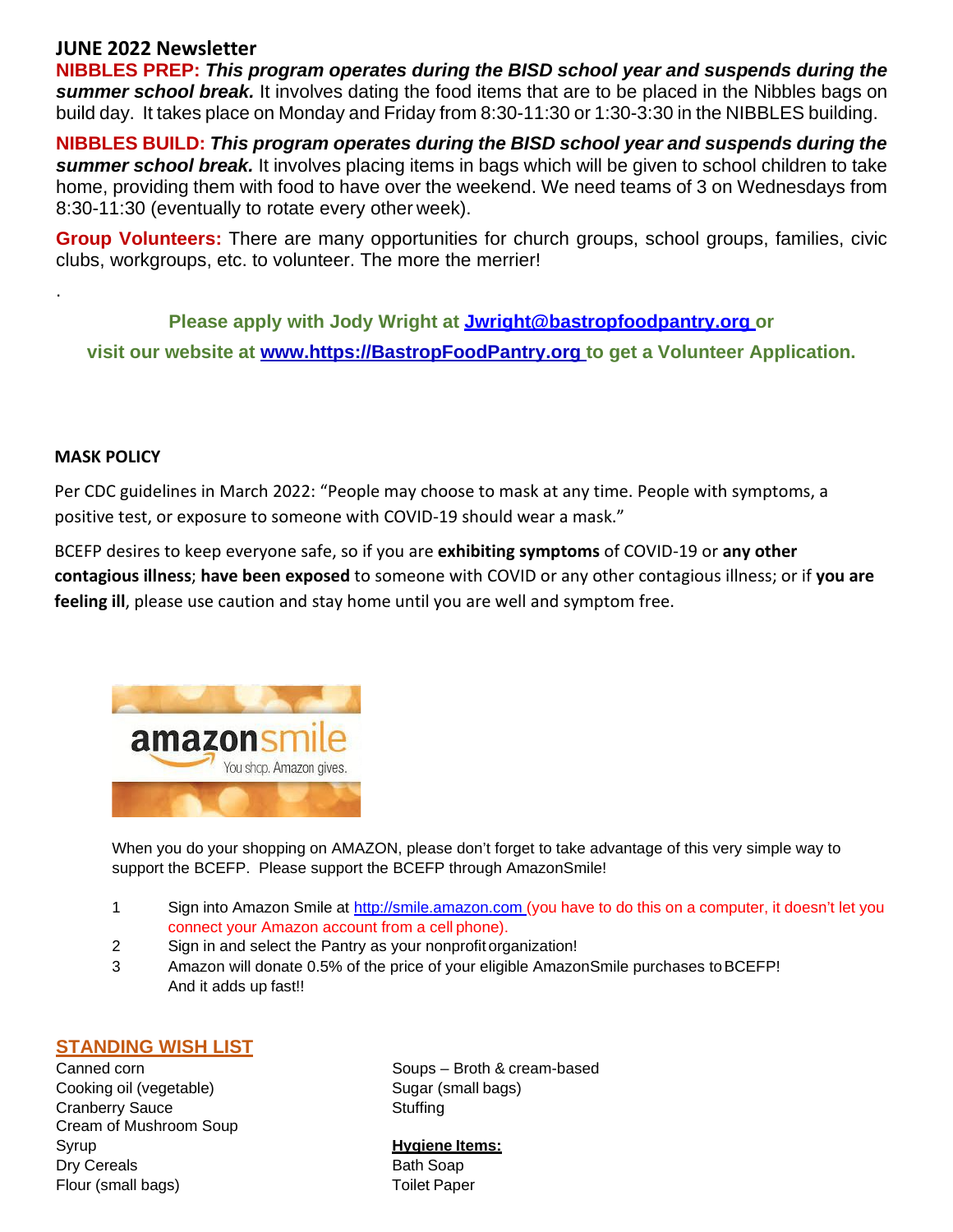## JUNE 2022 Newsletter

**NIBBLES PREP:** ***This program operates during the BISD school year and suspends during the summer school break.*** It involves dating the food items that are to be placed in the Nibbles bags on build day. It takes place on Monday and Friday from 8:30-11:30 or 1:30-3:30 in the NIBBLES building.

**NIBBLES BUILD:** ***This program operates during the BISD school year and suspends during the summer school break.*** It involves placing items in bags which will be given to school children to take home, providing them with food to have over the weekend. We need teams of 3 on Wednesdays from 8:30-11:30 (eventually to rotate every other week).

**Group Volunteers:** There are many opportunities for church groups, school groups, families, civic clubs, workgroups, etc. to volunteer. The more the merrier!

.

**Please apply with Jody Wright at [Jwright@bastropfoodpantry.org](mailto:Jwright@bastropfoodpantry.org) or visit our website at [www.https://BastropFoodPantry.org](https://BastropFoodPantry.org) to get a Volunteer Application.**

### MASK POLICY

Per CDC guidelines in March 2022: "People may choose to mask at any time. People with symptoms, a positive test, or exposure to someone with COVID-19 should wear a mask."

BCEFP desires to keep everyone safe, so if you are **exhibiting symptoms** of COVID-19 or **any other contagious illness**; **have been exposed** to someone with COVID or any other contagious illness; or if **you are feeling ill**, please use caution and stay home until you are well and symptom free.

amazonsmile
You shop. Amazon gives.

When you do your shopping on AMAZON, please don't forget to take advantage of this very simple way to support the BCEFP. Please support the BCEFP through AmazonSmile!

1. Sign into Amazon Smile at [http://smile.amazon.com](http://smile.amazon.com) (you have to do this on a computer, it doesn't let you connect your Amazon account from a cell phone).
2. Sign in and select the Pantry as your nonprofit organization!
3. Amazon will donate 0.5% of the price of your eligible AmazonSmile purchases to BCEFP! And it adds up fast!!

### STANDING WISH LIST

Canned corn
Cooking oil (vegetable)
Cranberry Sauce
Cream of Mushroom Soup
Syrup
Dry Cereals
Flour (small bags)
Soups – Broth & cream-based
Sugar (small bags)
Stuffing

**Hygiene Items:**

Bath Soap
Toilet Paper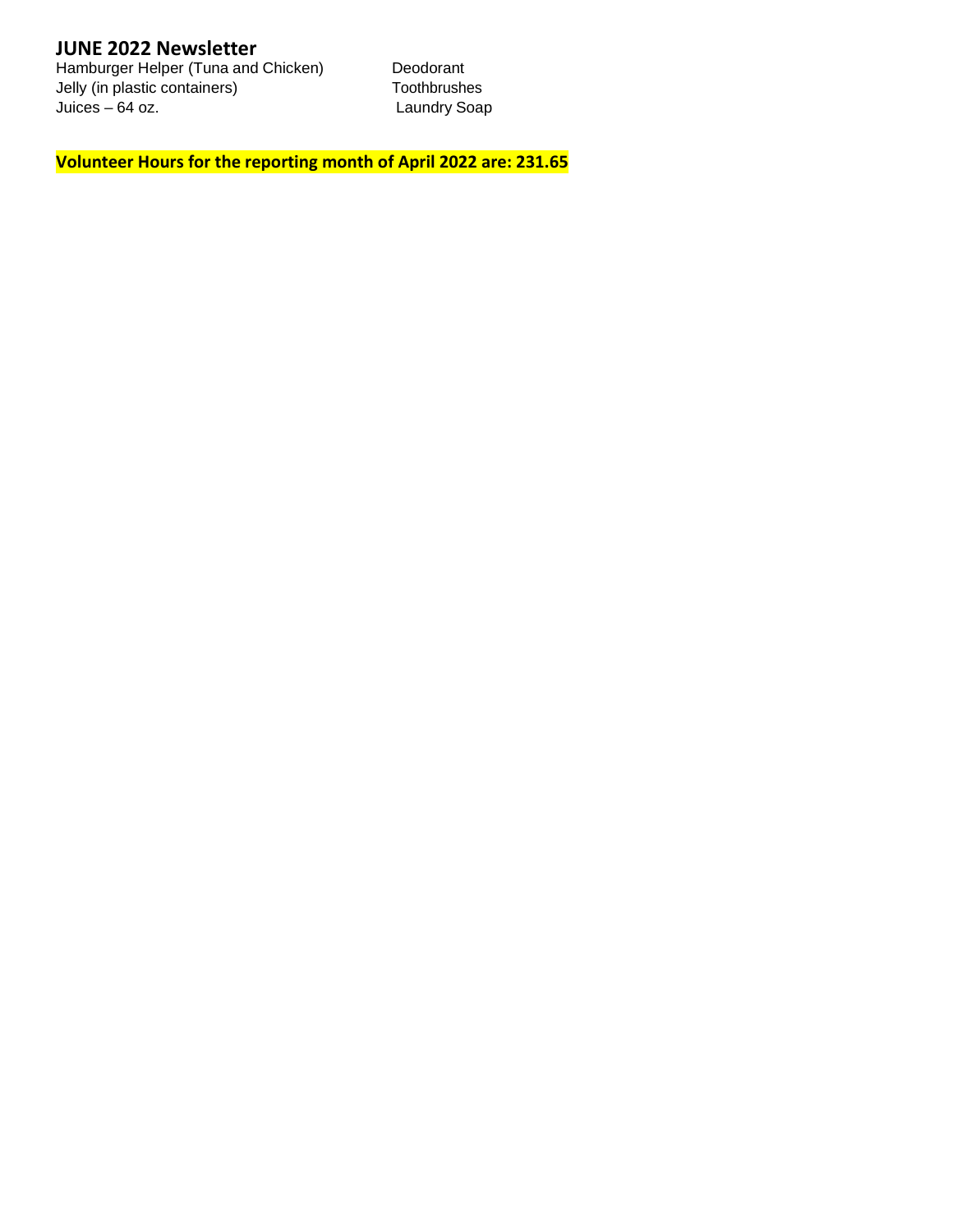**JUNE 2022 Newsletter**

- Hamburger Helper (Tuna and Chicken)
- Jelly (in plastic containers)
- Juices – 64 oz.
- Deodorant
- Toothbrushes
- Laundry Soap

**Volunteer Hours for the reporting month of April 2022 are: 231.65**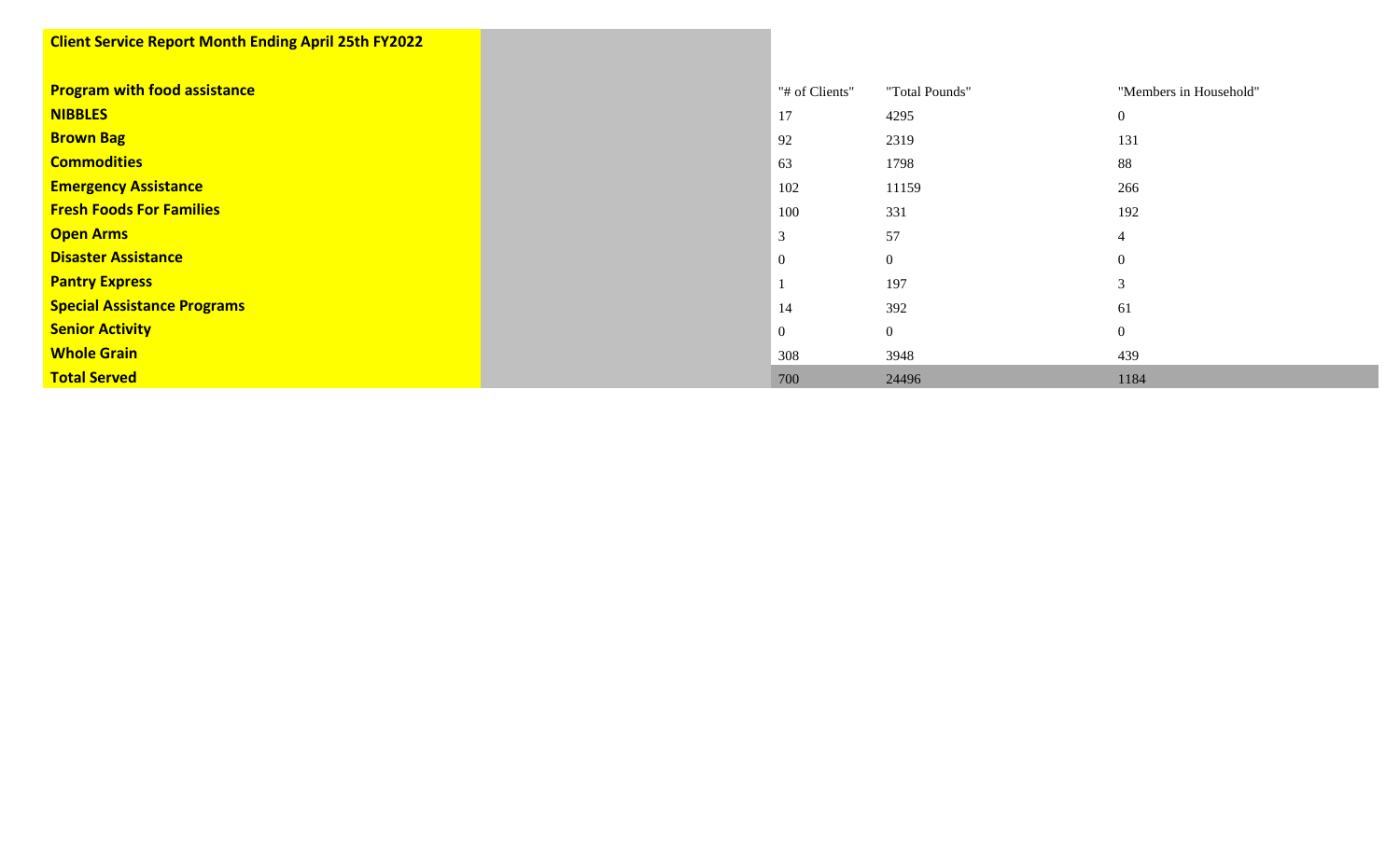**Client Service Report Month Ending April 25th FY2022**

| **Program with food assistance** | "# of Clients" | "Total Pounds" | "Members in Household" |
|---|---|---|---|
| **NIBBLES** | 17 | 4295 | 0 |
| **Brown Bag** | 92 | 2319 | 131 |
| **Commodities** | 63 | 1798 | 88 |
| **Emergency Assistance** | 102 | 11159 | 266 |
| **Fresh Foods For Families** | 100 | 331 | 192 |
| **Open Arms** | 3 | 57 | 4 |
| **Disaster Assistance** | 0 | 0 | 0 |
| **Pantry Express** | 1 | 197 | 3 |
| **Special Assistance Programs** | 14 | 392 | 61 |
| **Senior Activity** | 0 | 0 | 0 |
| **Whole Grain** | 308 | 3948 | 439 |
| **Total Served** | 700 | 24496 | 1184 |